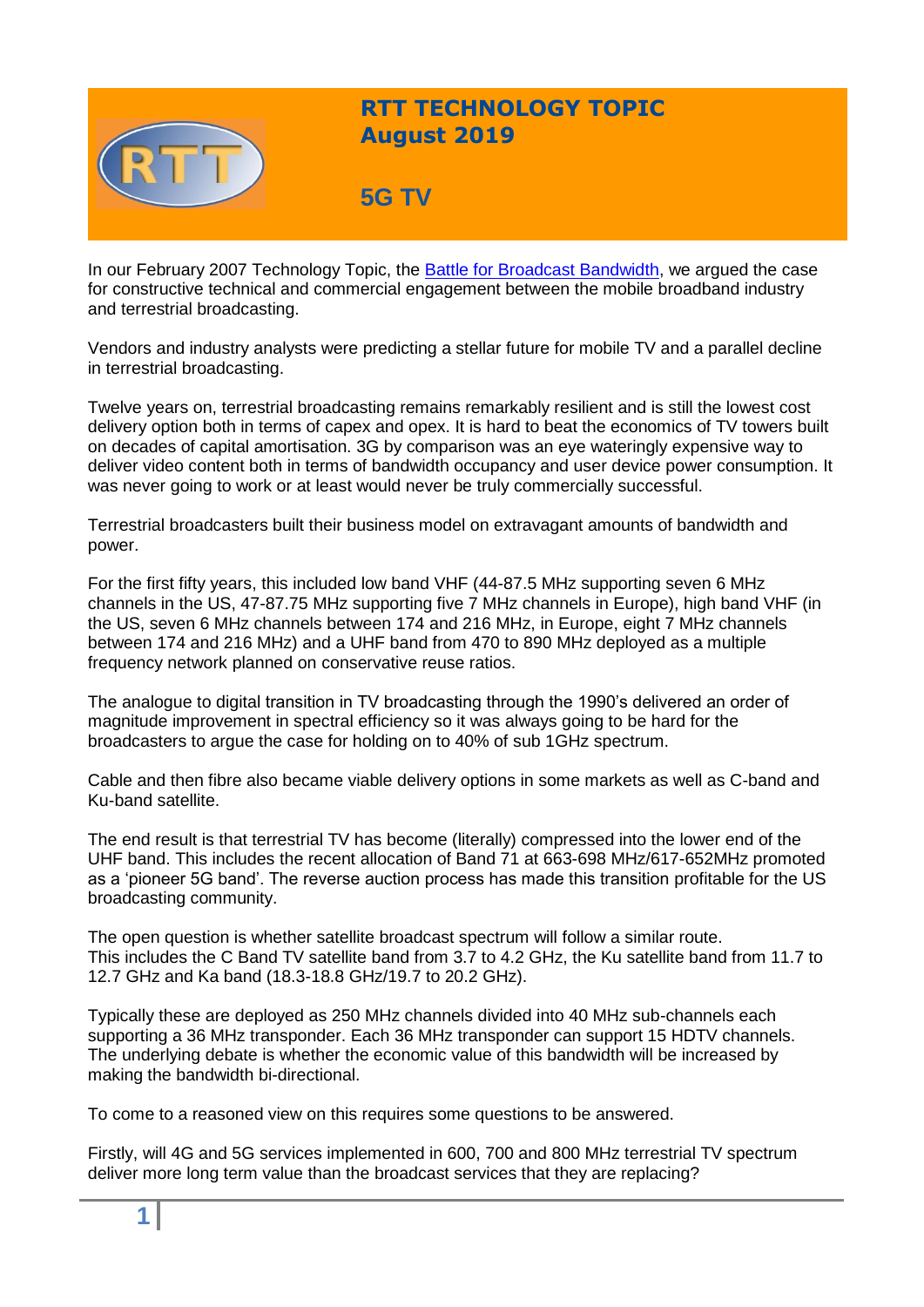# RTT TECHNOLOGY TOPIC
## August 2019

## 5G TV

In our February 2007 Technology Topic, the [Battle for Broadcast Bandwidth](), we argued the case for constructive technical and commercial engagement between the mobile broadband industry and terrestrial broadcasting.

Vendors and industry analysts were predicting a stellar future for mobile TV and a parallel decline in terrestrial broadcasting.

Twelve years on, terrestrial broadcasting remains remarkably resilient and is still the lowest cost delivery option both in terms of capex and opex. It is hard to beat the economics of TV towers built on decades of capital amortisation. 3G by comparison was an eye wateringly expensive way to deliver video content both in terms of bandwidth occupancy and user device power consumption. It was never going to work or at least would never be truly commercially successful.

Terrestrial broadcasters built their business model on extravagant amounts of bandwidth and power.

For the first fifty years, this included low band VHF (44-87.5 MHz supporting seven 6 MHz channels in the US, 47-87.75 MHz supporting five 7 MHz channels in Europe), high band VHF (in the US, seven 6 MHz channels between 174 and 216 MHz, in Europe, eight 7 MHz channels between 174 and 216 MHz) and a UHF band from 470 to 890 MHz deployed as a multiple frequency network planned on conservative reuse ratios.

The analogue to digital transition in TV broadcasting through the 1990's delivered an order of magnitude improvement in spectral efficiency so it was always going to be hard for the broadcasters to argue the case for holding on to 40% of sub 1GHz spectrum.

Cable and then fibre also became viable delivery options in some markets as well as C-band and Ku-band satellite.

The end result is that terrestrial TV has become (literally) compressed into the lower end of the UHF band. This includes the recent allocation of Band 71 at 663-698 MHz/617-652MHz promoted as a 'pioneer 5G band'. The reverse auction process has made this transition profitable for the US broadcasting community.

The open question is whether satellite broadcast spectrum will follow a similar route. This includes the C Band TV satellite band from 3.7 to 4.2 GHz, the Ku satellite band from 11.7 to 12.7 GHz and Ka band (18.3-18.8 GHz/19.7 to 20.2 GHz).

Typically these are deployed as 250 MHz channels divided into 40 MHz sub-channels each supporting a 36 MHz transponder. Each 36 MHz transponder can support 15 HDTV channels. The underlying debate is whether the economic value of this bandwidth will be increased by making the bandwidth bi-directional.

To come to a reasoned view on this requires some questions to be answered.

Firstly, will 4G and 5G services implemented in 600, 700 and 800 MHz terrestrial TV spectrum deliver more long term value than the broadcast services that they are replacing?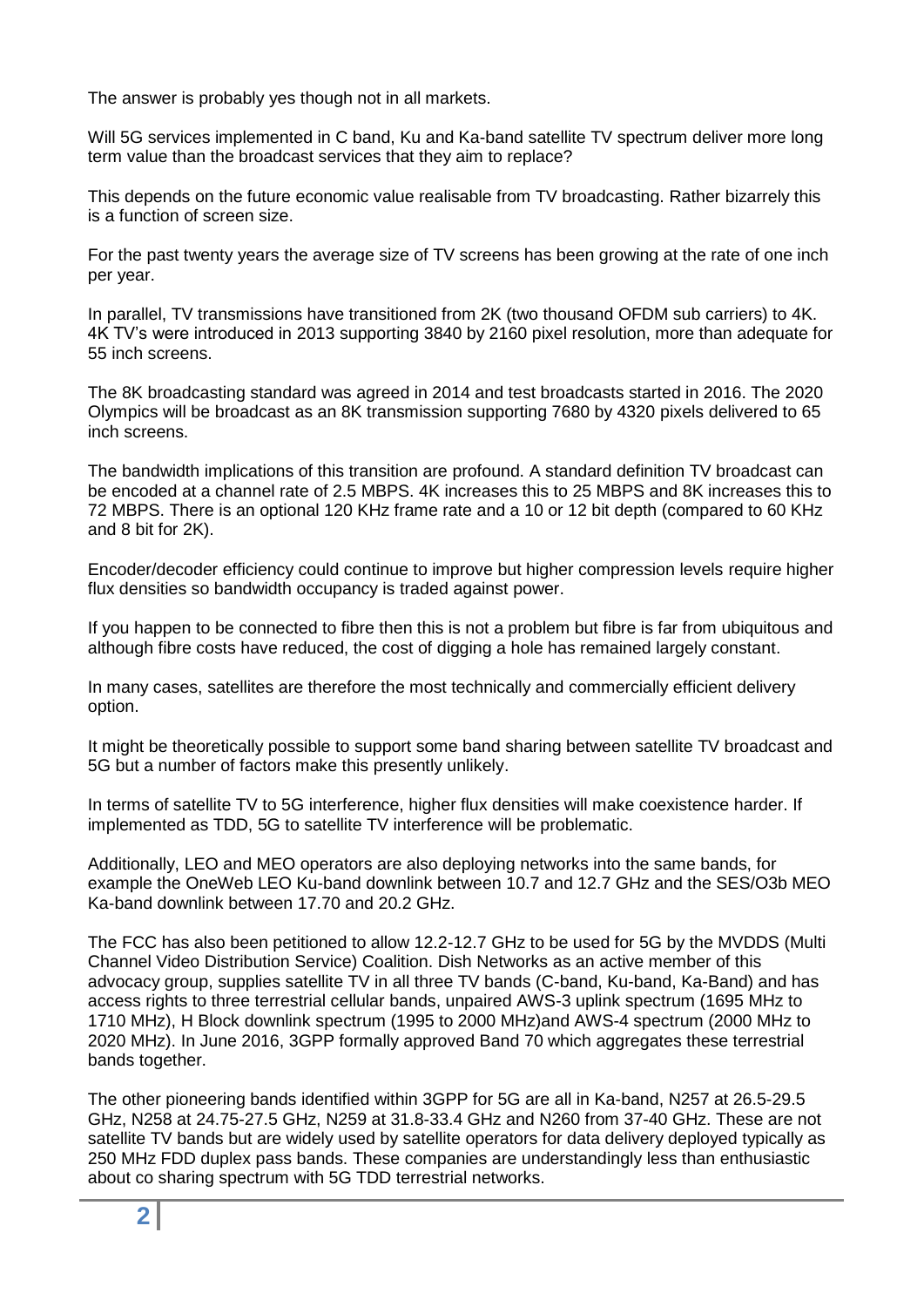The answer is probably yes though not in all markets.

Will 5G services implemented in C band, Ku and Ka-band satellite TV spectrum deliver more long term value than the broadcast services that they aim to replace?

This depends on the future economic value realisable from TV broadcasting. Rather bizarrely this is a function of screen size.

For the past twenty years the average size of TV screens has been growing at the rate of one inch per year.

In parallel, TV transmissions have transitioned from 2K (two thousand OFDM sub carriers) to 4K. 4K TV's were introduced in 2013 supporting 3840 by 2160 pixel resolution, more than adequate for 55 inch screens.

The 8K broadcasting standard was agreed in 2014 and test broadcasts started in 2016. The 2020 Olympics will be broadcast as an 8K transmission supporting 7680 by 4320 pixels delivered to 65 inch screens.

The bandwidth implications of this transition are profound. A standard definition TV broadcast can be encoded at a channel rate of 2.5 MBPS. 4K increases this to 25 MBPS and 8K increases this to 72 MBPS. There is an optional 120 KHz frame rate and a 10 or 12 bit depth (compared to 60 KHz and 8 bit for 2K).

Encoder/decoder efficiency could continue to improve but higher compression levels require higher flux densities so bandwidth occupancy is traded against power.

If you happen to be connected to fibre then this is not a problem but fibre is far from ubiquitous and although fibre costs have reduced, the cost of digging a hole has remained largely constant.

In many cases, satellites are therefore the most technically and commercially efficient delivery option.

It might be theoretically possible to support some band sharing between satellite TV broadcast and 5G but a number of factors make this presently unlikely.

In terms of satellite TV to 5G interference, higher flux densities will make coexistence harder. If implemented as TDD, 5G to satellite TV interference will be problematic.

Additionally, LEO and MEO operators are also deploying networks into the same bands, for example the OneWeb LEO Ku-band downlink between 10.7 and 12.7 GHz and the SES/O3b MEO Ka-band downlink between 17.70 and 20.2 GHz.

The FCC has also been petitioned to allow 12.2-12.7 GHz to be used for 5G by the MVDDS (Multi Channel Video Distribution Service) Coalition. Dish Networks as an active member of this advocacy group, supplies satellite TV in all three TV bands (C-band, Ku-band, Ka-Band) and has access rights to three terrestrial cellular bands, unpaired AWS-3 uplink spectrum (1695 MHz to 1710 MHz), H Block downlink spectrum (1995 to 2000 MHz)and AWS-4 spectrum (2000 MHz to 2020 MHz). In June 2016, 3GPP formally approved Band 70 which aggregates these terrestrial bands together.

The other pioneering bands identified within 3GPP for 5G are all in Ka-band, N257 at 26.5-29.5 GHz, N258 at 24.75-27.5 GHz, N259 at 31.8-33.4 GHz and N260 from 37-40 GHz. These are not satellite TV bands but are widely used by satellite operators for data delivery deployed typically as 250 MHz FDD duplex pass bands. These companies are understandingly less than enthusiastic about co sharing spectrum with 5G TDD terrestrial networks.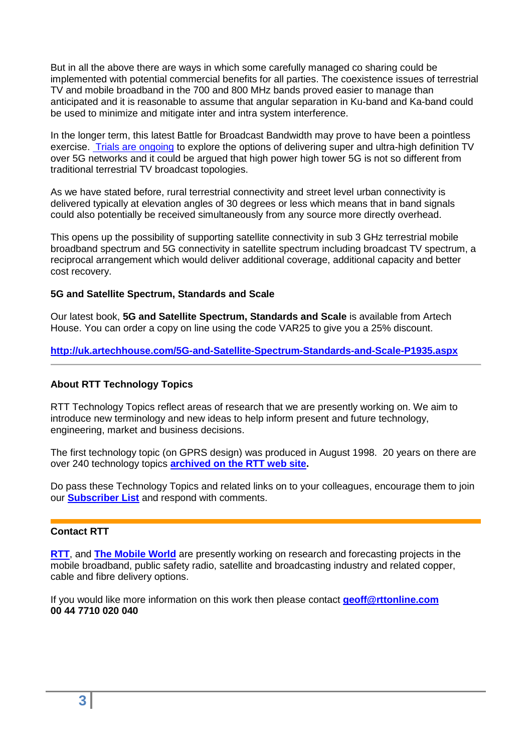But in all the above there are ways in which some carefully managed co sharing could be implemented with potential commercial benefits for all parties. The coexistence issues of terrestrial TV and mobile broadband in the 700 and 800 MHz bands proved easier to manage than anticipated and it is reasonable to assume that angular separation in Ku-band and Ka-band could be used to minimize and mitigate inter and intra system interference.

In the longer term, this latest Battle for Broadcast Bandwidth may prove to have been a pointless exercise. Trials are ongoing to explore the options of delivering super and ultra-high definition TV over 5G networks and it could be argued that high power high tower 5G is not so different from traditional terrestrial TV broadcast topologies.

As we have stated before, rural terrestrial connectivity and street level urban connectivity is delivered typically at elevation angles of 30 degrees or less which means that in band signals could also potentially be received simultaneously from any source more directly overhead.

This opens up the possibility of supporting satellite connectivity in sub 3 GHz terrestrial mobile broadband spectrum and 5G connectivity in satellite spectrum including broadcast TV spectrum, a reciprocal arrangement which would deliver additional coverage, additional capacity and better cost recovery.

**5G and Satellite Spectrum, Standards and Scale**

Our latest book, **5G and Satellite Spectrum, Standards and Scale** is available from Artech House. You can order a copy on line using the code VAR25 to give you a 25% discount.

**http://uk.artechhouse.com/5G-and-Satellite-Spectrum-Standards-and-Scale-P1935.aspx**

---

**About RTT Technology Topics**

RTT Technology Topics reflect areas of research that we are presently working on. We aim to introduce new terminology and new ideas to help inform present and future technology, engineering, market and business decisions.

The first technology topic (on GPRS design) was produced in August 1998. 20 years on there are over 240 technology topics **archived on the RTT web site.**

Do pass these Technology Topics and related links on to your colleagues, encourage them to join our **Subscriber List** and respond with comments.

---

**Contact RTT**

**RTT**, and **The Mobile World** are presently working on research and forecasting projects in the mobile broadband, public safety radio, satellite and broadcasting industry and related copper, cable and fibre delivery options.

If you would like more information on this work then please contact **geoff@rttonline.com**
**00 44 7710 020 040**